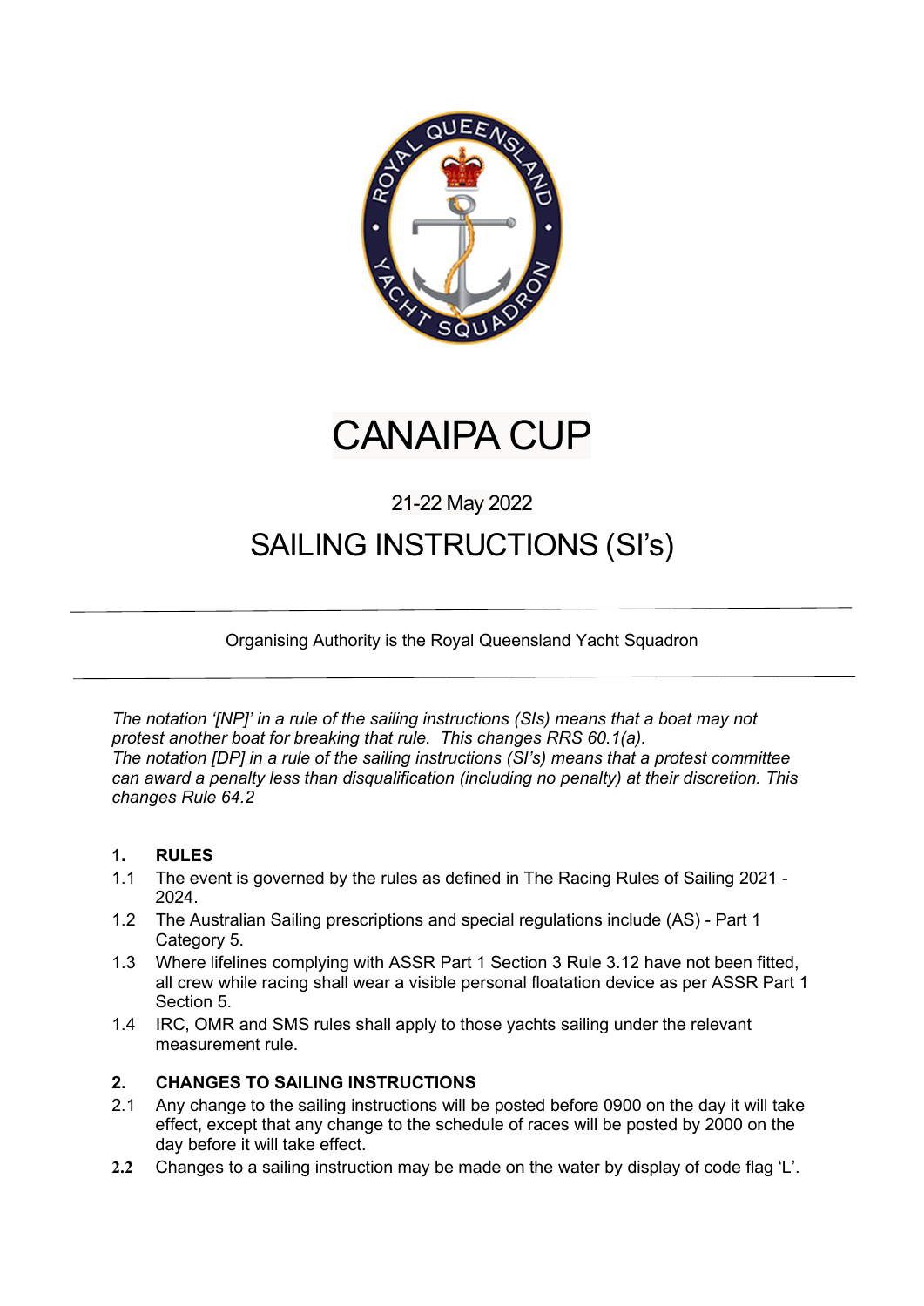# CANAIPA CUP

21-22 May 2022

## SAILING INSTRUCTIONS (SI's)

---

Organising Authority is the Royal Queensland Yacht Squadron

---

*The notation '[NP]' in a rule of the sailing instructions (SIs) means that a boat may not protest another boat for breaking that rule. This changes RRS 60.1(a).*
*The notation [DP] in a rule of the sailing instructions (SI's) means that a protest committee can award a penalty less than disqualification (including no penalty) at their discretion. This changes Rule 64.2*

### 1. RULES

1.1 The event is governed by the rules as defined in The Racing Rules of Sailing 2021 - 2024.

1.2 The Australian Sailing prescriptions and special regulations include (AS) - Part 1 Category 5.

1.3 Where lifelines complying with ASSR Part 1 Section 3 Rule 3.12 have not been fitted, all crew while racing shall wear a visible personal floatation device as per ASSR Part 1 Section 5.

1.4 IRC, OMR and SMS rules shall apply to those yachts sailing under the relevant measurement rule.

### 2. CHANGES TO SAILING INSTRUCTIONS

2.1 Any change to the sailing instructions will be posted before 0900 on the day it will take effect, except that any change to the schedule of races will be posted by 2000 on the day before it will take effect.

2.2 Changes to a sailing instruction may be made on the water by display of code flag 'L'.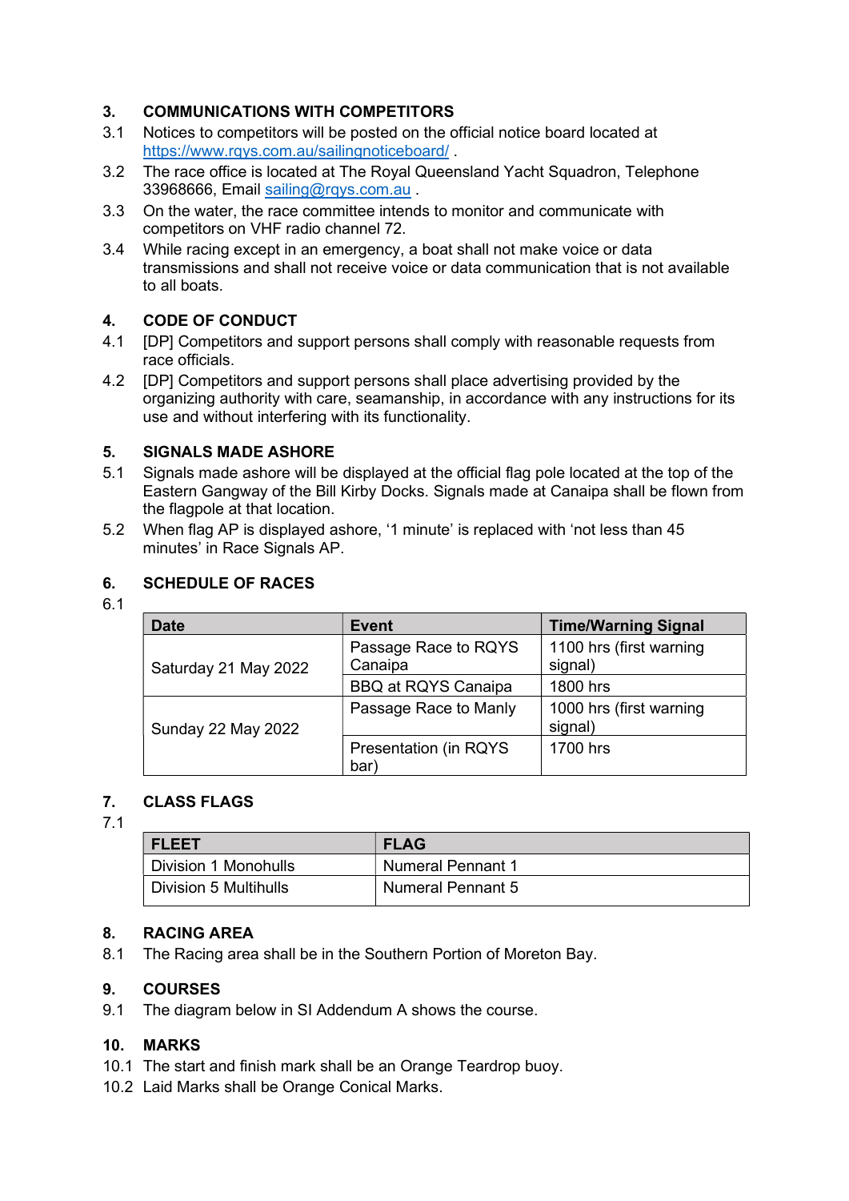## 3. COMMUNICATIONS WITH COMPETITORS

3.1 Notices to competitors will be posted on the official notice board located at https://www.rqys.com.au/sailingnoticeboard/ .

3.2 The race office is located at The Royal Queensland Yacht Squadron, Telephone 33968666, Email sailing@rqys.com.au .

3.3 On the water, the race committee intends to monitor and communicate with competitors on VHF radio channel 72.

3.4 While racing except in an emergency, a boat shall not make voice or data transmissions and shall not receive voice or data communication that is not available to all boats.

## 4. CODE OF CONDUCT

4.1 [DP] Competitors and support persons shall comply with reasonable requests from race officials.

4.2 [DP] Competitors and support persons shall place advertising provided by the organizing authority with care, seamanship, in accordance with any instructions for its use and without interfering with its functionality.

## 5. SIGNALS MADE ASHORE

5.1 Signals made ashore will be displayed at the official flag pole located at the top of the Eastern Gangway of the Bill Kirby Docks. Signals made at Canaipa shall be flown from the flagpole at that location.

5.2 When flag AP is displayed ashore, '1 minute' is replaced with 'not less than 45 minutes' in Race Signals AP.

## 6. SCHEDULE OF RACES

6.1

| Date | Event | Time/Warning Signal |
|---|---|---|
| Saturday 21 May 2022 | Passage Race to RQYS Canaipa | 1100 hrs (first warning signal) |
| | BBQ at RQYS Canaipa | 1800 hrs |
| Sunday 22 May 2022 | Passage Race to Manly | 1000 hrs (first warning signal) |
| | Presentation (in RQYS bar) | 1700 hrs |

## 7. CLASS FLAGS

7.1

| FLEET | FLAG |
|---|---|
| Division 1 Monohulls | Numeral Pennant 1 |
| Division 5 Multihulls | Numeral Pennant 5 |

## 8. RACING AREA

8.1 The Racing area shall be in the Southern Portion of Moreton Bay.

## 9. COURSES

9.1 The diagram below in SI Addendum A shows the course.

## 10. MARKS

10.1 The start and finish mark shall be an Orange Teardrop buoy.

10.2 Laid Marks shall be Orange Conical Marks.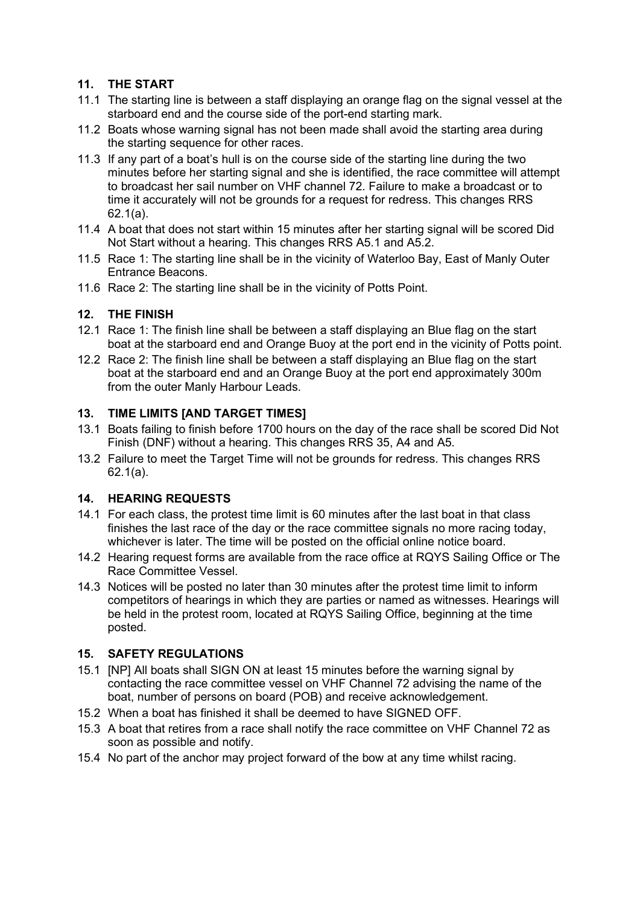## 11. THE START

11.1 The starting line is between a staff displaying an orange flag on the signal vessel at the starboard end and the course side of the port-end starting mark.

11.2 Boats whose warning signal has not been made shall avoid the starting area during the starting sequence for other races.

11.3 If any part of a boat's hull is on the course side of the starting line during the two minutes before her starting signal and she is identified, the race committee will attempt to broadcast her sail number on VHF channel 72. Failure to make a broadcast or to time it accurately will not be grounds for a request for redress. This changes RRS 62.1(a).

11.4 A boat that does not start within 15 minutes after her starting signal will be scored Did Not Start without a hearing. This changes RRS A5.1 and A5.2.

11.5 Race 1: The starting line shall be in the vicinity of Waterloo Bay, East of Manly Outer Entrance Beacons.

11.6 Race 2: The starting line shall be in the vicinity of Potts Point.

## 12. THE FINISH

12.1 Race 1: The finish line shall be between a staff displaying an Blue flag on the start boat at the starboard end and Orange Buoy at the port end in the vicinity of Potts point.

12.2 Race 2: The finish line shall be between a staff displaying an Blue flag on the start boat at the starboard end and an Orange Buoy at the port end approximately 300m from the outer Manly Harbour Leads.

## 13. TIME LIMITS [AND TARGET TIMES]

13.1 Boats failing to finish before 1700 hours on the day of the race shall be scored Did Not Finish (DNF) without a hearing. This changes RRS 35, A4 and A5.

13.2 Failure to meet the Target Time will not be grounds for redress. This changes RRS 62.1(a).

## 14. HEARING REQUESTS

14.1 For each class, the protest time limit is 60 minutes after the last boat in that class finishes the last race of the day or the race committee signals no more racing today, whichever is later. The time will be posted on the official online notice board.

14.2 Hearing request forms are available from the race office at RQYS Sailing Office or The Race Committee Vessel.

14.3 Notices will be posted no later than 30 minutes after the protest time limit to inform competitors of hearings in which they are parties or named as witnesses. Hearings will be held in the protest room, located at RQYS Sailing Office, beginning at the time posted.

## 15. SAFETY REGULATIONS

15.1 [NP] All boats shall SIGN ON at least 15 minutes before the warning signal by contacting the race committee vessel on VHF Channel 72 advising the name of the boat, number of persons on board (POB) and receive acknowledgement.

15.2 When a boat has finished it shall be deemed to have SIGNED OFF.

15.3 A boat that retires from a race shall notify the race committee on VHF Channel 72 as soon as possible and notify.

15.4 No part of the anchor may project forward of the bow at any time whilst racing.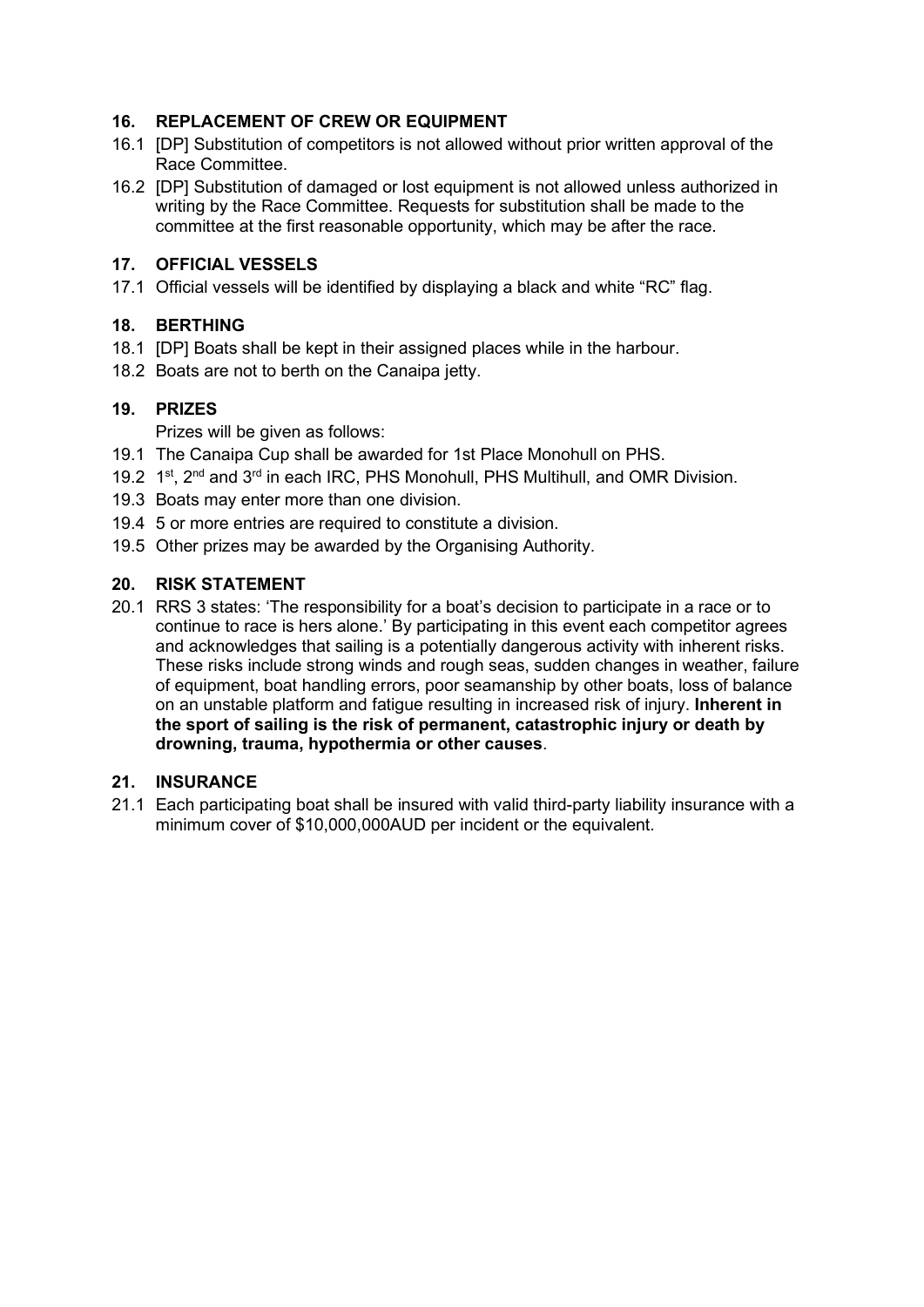## 16. REPLACEMENT OF CREW OR EQUIPMENT

16.1 [DP] Substitution of competitors is not allowed without prior written approval of the Race Committee.

16.2 [DP] Substitution of damaged or lost equipment is not allowed unless authorized in writing by the Race Committee. Requests for substitution shall be made to the committee at the first reasonable opportunity, which may be after the race.

## 17. OFFICIAL VESSELS

17.1 Official vessels will be identified by displaying a black and white "RC" flag.

## 18. BERTHING

18.1 [DP] Boats shall be kept in their assigned places while in the harbour.

18.2 Boats are not to berth on the Canaipa jetty.

## 19. PRIZES

Prizes will be given as follows:

19.1 The Canaipa Cup shall be awarded for 1st Place Monohull on PHS.

19.2 1st, 2nd and 3rd in each IRC, PHS Monohull, PHS Multihull, and OMR Division.

19.3 Boats may enter more than one division.

19.4 5 or more entries are required to constitute a division.

19.5 Other prizes may be awarded by the Organising Authority.

## 20. RISK STATEMENT

20.1 RRS 3 states: 'The responsibility for a boat's decision to participate in a race or to continue to race is hers alone.' By participating in this event each competitor agrees and acknowledges that sailing is a potentially dangerous activity with inherent risks. These risks include strong winds and rough seas, sudden changes in weather, failure of equipment, boat handling errors, poor seamanship by other boats, loss of balance on an unstable platform and fatigue resulting in increased risk of injury. **Inherent in the sport of sailing is the risk of permanent, catastrophic injury or death by drowning, trauma, hypothermia or other causes**.

## 21. INSURANCE

21.1 Each participating boat shall be insured with valid third-party liability insurance with a minimum cover of $10,000,000AUD per incident or the equivalent.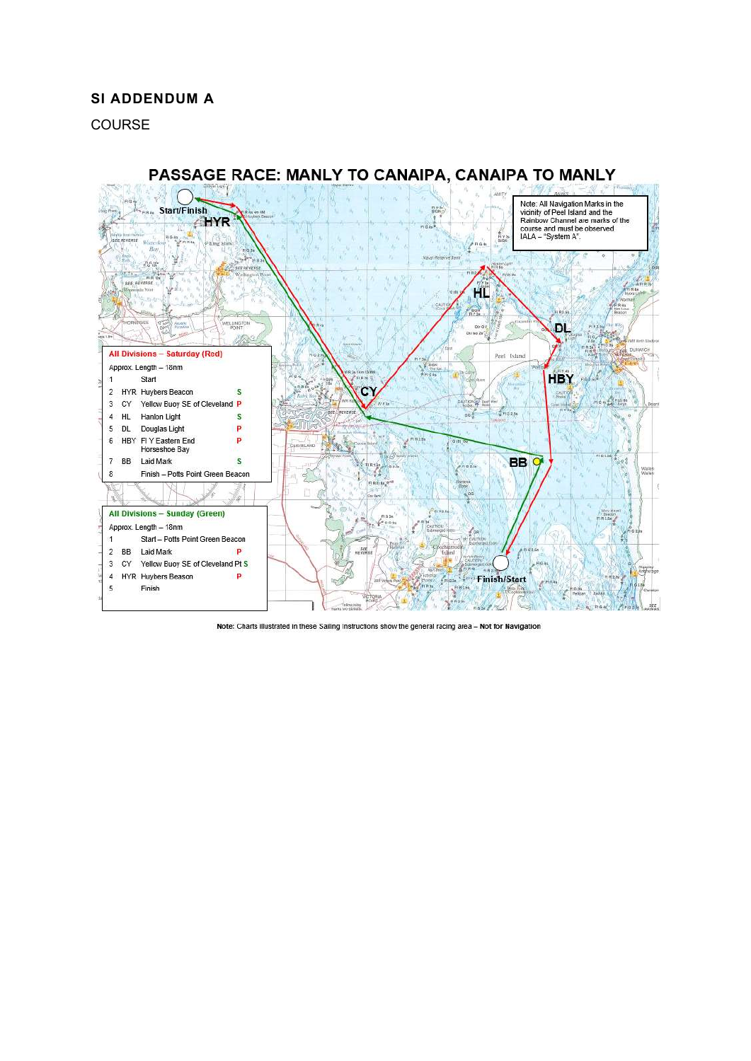**SI ADDENDUM A**

COURSE

## PASSAGE RACE: MANLY TO CANAIPA, CANAIPA TO MANLY

Note: All Navigation Marks in the vicinity of Peel Island and the Rainbow Channel are marks of the course and must be observed IALA – "System A".

**All Divisions – Saturday (Red)**

Approx. Length – 18nm

| | | | |
|---|---|---|---|
| 1 | | Start | |
| 2 | HYR | Huybers Beacon | S |
| 3 | CY | Yellow Buoy SE of Cleveland | P |
| 4 | HL | Hanlon Light | S |
| 5 | DL | Douglas Light | P |
| 6 | HBY | Fl Y Eastern End Horseshoe Bay | P |
| 7 | BB | Laid Mark | S |
| 8 | | Finish – Potts Point Green Beacon | |

**All Divisions – Sunday (Green)**

Approx. Length – 18nm

| | | | |
|---|---|---|---|
| 1 | | Start – Potts Point Green Beacon | |
| 2 | BB | Laid Mark | P |
| 3 | CY | Yellow Buoy SE of Cleveland Pt | S |
| 4 | HYR | Huybers Beason | P |
| 5 | | Finish | |

Start/Finish

HYR

CY

HL

DL

HBY

BB

Finish/Start

**Note:** Charts illustrated in these Sailing Instructions show the general racing area – **Not for Navigation**